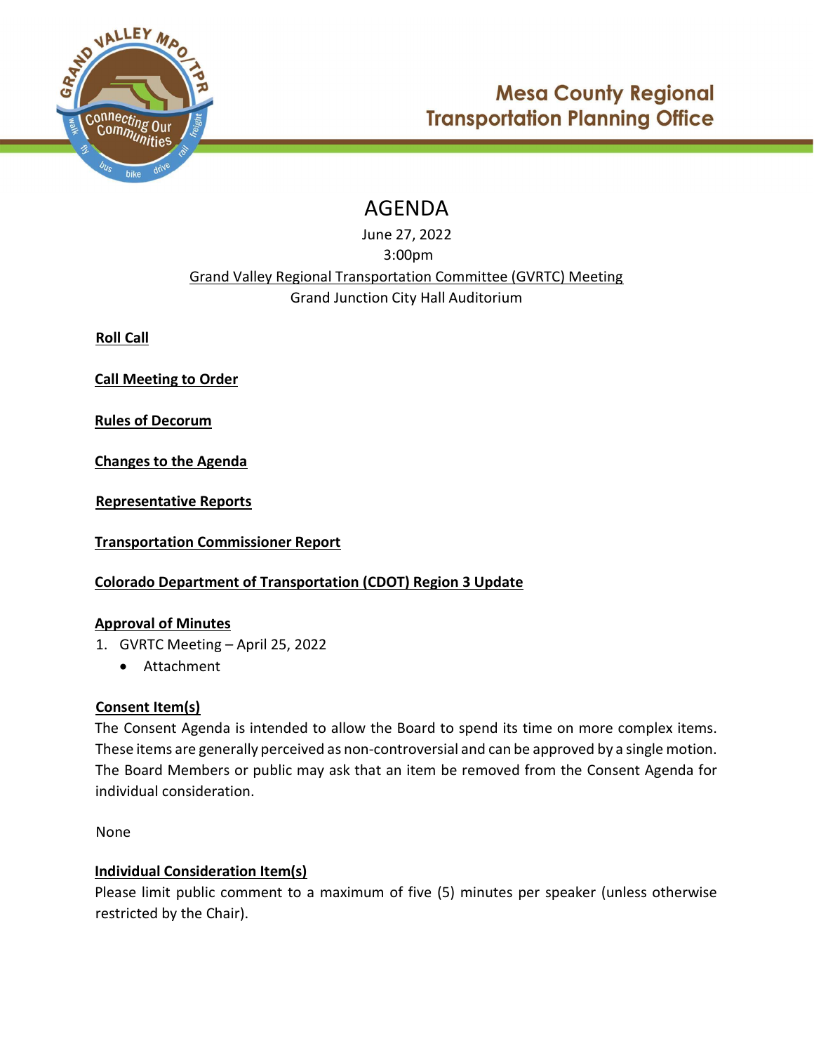# Mesa County Regional Transportation Planning Office

# AGENDA

June 27, 2022

3:00pm

Grand Valley Regional Transportation Committee (GVRTC) Meeting

Grand Junction City Hall Auditorium

**Roll Call**

**Call Meeting to Order**

**Rules of Decorum**

**Changes to the Agenda**

**Representative Reports**

**Transportation Commissioner Report**

**Colorado Department of Transportation (CDOT) Region 3 Update**

**Approval of Minutes**

1. GVRTC Meeting – April 25, 2022
   - Attachment

**Consent Item(s)**

The Consent Agenda is intended to allow the Board to spend its time on more complex items. These items are generally perceived as non-controversial and can be approved by a single motion. The Board Members or public may ask that an item be removed from the Consent Agenda for individual consideration.

None

**Individual Consideration Item(s)**

Please limit public comment to a maximum of five (5) minutes per speaker (unless otherwise restricted by the Chair).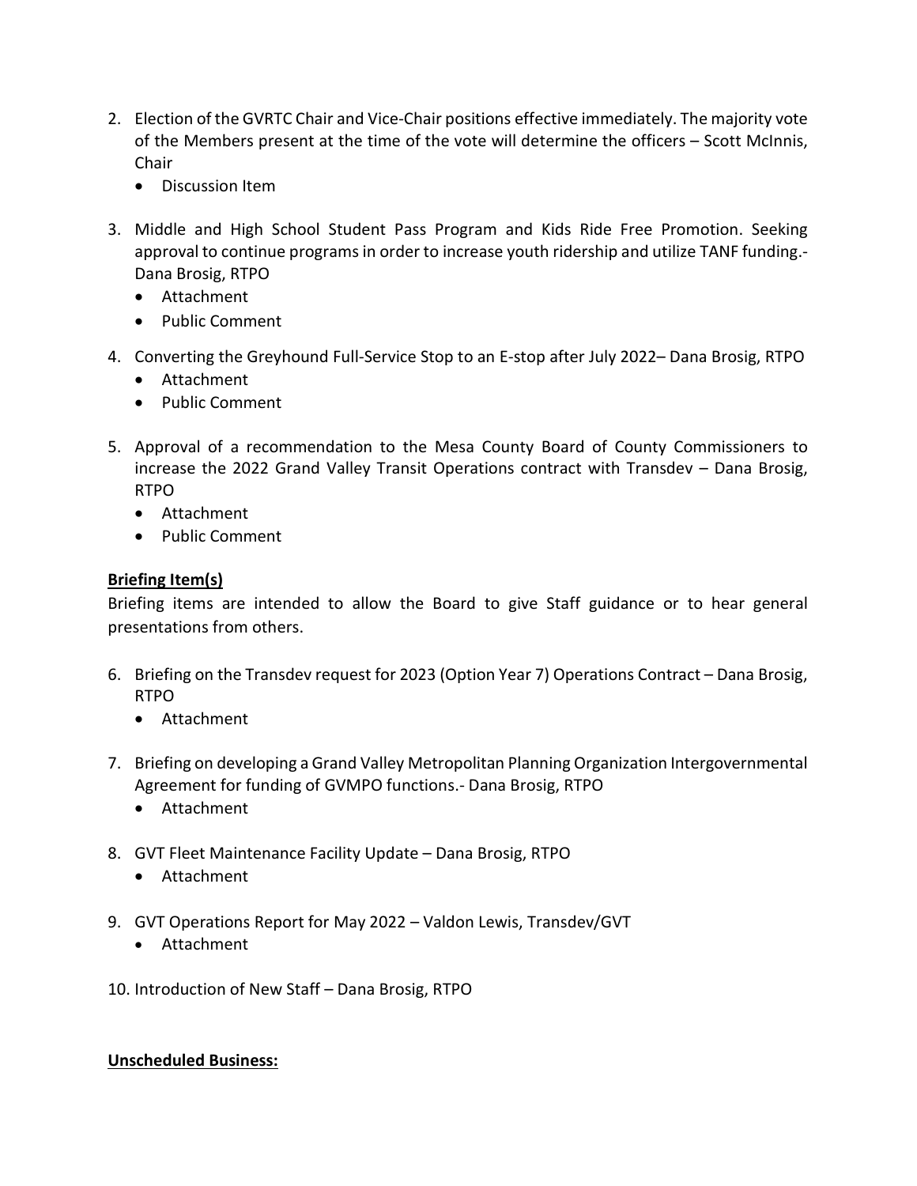2. Election of the GVRTC Chair and Vice-Chair positions effective immediately. The majority vote of the Members present at the time of the vote will determine the officers – Scott McInnis, Chair
   - Discussion Item

3. Middle and High School Student Pass Program and Kids Ride Free Promotion. Seeking approval to continue programs in order to increase youth ridership and utilize TANF funding.- Dana Brosig, RTPO
   - Attachment
   - Public Comment

4. Converting the Greyhound Full-Service Stop to an E-stop after July 2022– Dana Brosig, RTPO
   - Attachment
   - Public Comment

5. Approval of a recommendation to the Mesa County Board of County Commissioners to increase the 2022 Grand Valley Transit Operations contract with Transdev – Dana Brosig, RTPO
   - Attachment
   - Public Comment

**Briefing Item(s)**

Briefing items are intended to allow the Board to give Staff guidance or to hear general presentations from others.

6. Briefing on the Transdev request for 2023 (Option Year 7) Operations Contract – Dana Brosig, RTPO
   - Attachment

7. Briefing on developing a Grand Valley Metropolitan Planning Organization Intergovernmental Agreement for funding of GVMPO functions.- Dana Brosig, RTPO
   - Attachment

8. GVT Fleet Maintenance Facility Update – Dana Brosig, RTPO
   - Attachment

9. GVT Operations Report for May 2022 – Valdon Lewis, Transdev/GVT
   - Attachment

10. Introduction of New Staff – Dana Brosig, RTPO

**Unscheduled Business:**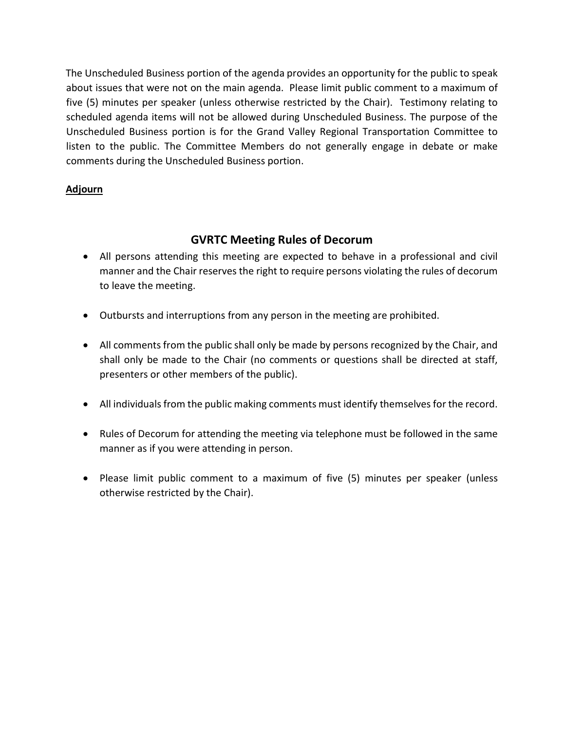The Unscheduled Business portion of the agenda provides an opportunity for the public to speak about issues that were not on the main agenda. Please limit public comment to a maximum of five (5) minutes per speaker (unless otherwise restricted by the Chair). Testimony relating to scheduled agenda items will not be allowed during Unscheduled Business. The purpose of the Unscheduled Business portion is for the Grand Valley Regional Transportation Committee to listen to the public. The Committee Members do not generally engage in debate or make comments during the Unscheduled Business portion.

**Adjourn**

## GVRTC Meeting Rules of Decorum

- All persons attending this meeting are expected to behave in a professional and civil manner and the Chair reserves the right to require persons violating the rules of decorum to leave the meeting.
- Outbursts and interruptions from any person in the meeting are prohibited.
- All comments from the public shall only be made by persons recognized by the Chair, and shall only be made to the Chair (no comments or questions shall be directed at staff, presenters or other members of the public).
- All individuals from the public making comments must identify themselves for the record.
- Rules of Decorum for attending the meeting via telephone must be followed in the same manner as if you were attending in person.
- Please limit public comment to a maximum of five (5) minutes per speaker (unless otherwise restricted by the Chair).